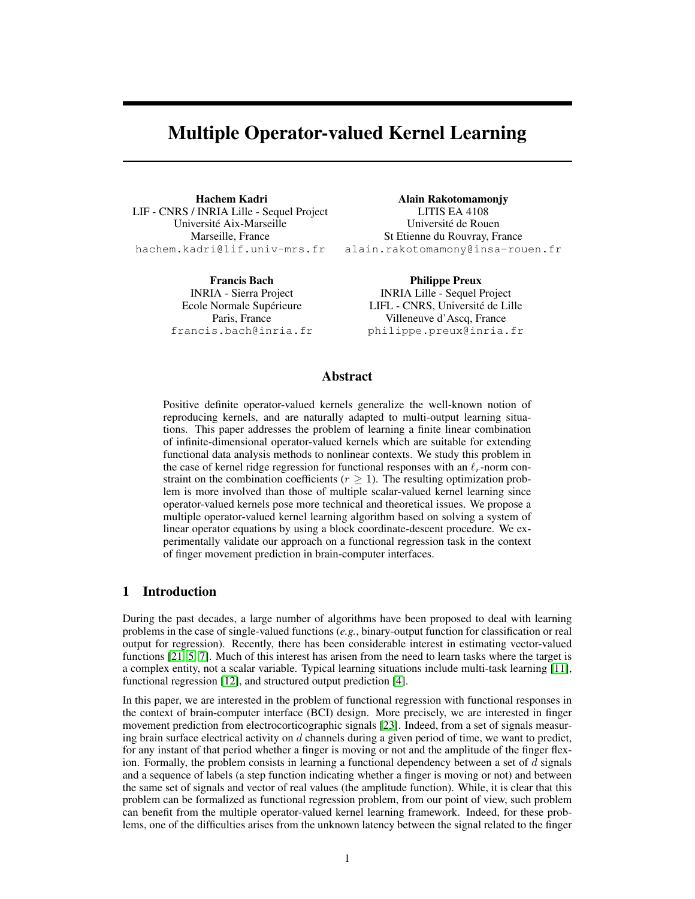# Multiple Operator-valued Kernel Learning

**Hachem Kadri**
LIF - CNRS / INRIA Lille - Sequel Project
Université Aix-Marseille
Marseille, France
hachem.kadri@lif.univ-mrs.fr

**Alain Rakotomamonjy**
LITIS EA 4108
Université de Rouen
St Etienne du Rouvray, France
alain.rakotomamony@insa-rouen.fr

**Francis Bach**
INRIA - Sierra Project
Ecole Normale Supérieure
Paris, France
francis.bach@inria.fr

**Philippe Preux**
INRIA Lille - Sequel Project
LIFL - CNRS, Université de Lille
Villeneuve d'Ascq, France
philippe.preux@inria.fr

## Abstract

Positive definite operator-valued kernels generalize the well-known notion of reproducing kernels, and are naturally adapted to multi-output learning situations. This paper addresses the problem of learning a finite linear combination of infinite-dimensional operator-valued kernels which are suitable for extending functional data analysis methods to nonlinear contexts. We study this problem in the case of kernel ridge regression for functional responses with an $\ell_r$-norm constraint on the combination coefficients ($r \geq 1$). The resulting optimization problem is more involved than those of multiple scalar-valued kernel learning since operator-valued kernels pose more technical and theoretical issues. We propose a multiple operator-valued kernel learning algorithm based on solving a system of linear operator equations by using a block coordinate-descent procedure. We experimentally validate our approach on a functional regression task in the context of finger movement prediction in brain-computer interfaces.

## 1 Introduction

During the past decades, a large number of algorithms have been proposed to deal with learning problems in the case of single-valued functions (*e.g.*, binary-output function for classification or real output for regression). Recently, there has been considerable interest in estimating vector-valued functions [21, 5, 7]. Much of this interest has arisen from the need to learn tasks where the target is a complex entity, not a scalar variable. Typical learning situations include multi-task learning [11], functional regression [12], and structured output prediction [4].

In this paper, we are interested in the problem of functional regression with functional responses in the context of brain-computer interface (BCI) design. More precisely, we are interested in finger movement prediction from electrocorticographic signals [23]. Indeed, from a set of signals measuring brain surface electrical activity on $d$ channels during a given period of time, we want to predict, for any instant of that period whether a finger is moving or not and the amplitude of the finger flexion. Formally, the problem consists in learning a functional dependency between a set of $d$ signals and a sequence of labels (a step function indicating whether a finger is moving or not) and between the same set of signals and vector of real values (the amplitude function). While, it is clear that this problem can be formalized as functional regression problem, from our point of view, such problem can benefit from the multiple operator-valued kernel learning framework. Indeed, for these problems, one of the difficulties arises from the unknown latency between the signal related to the finger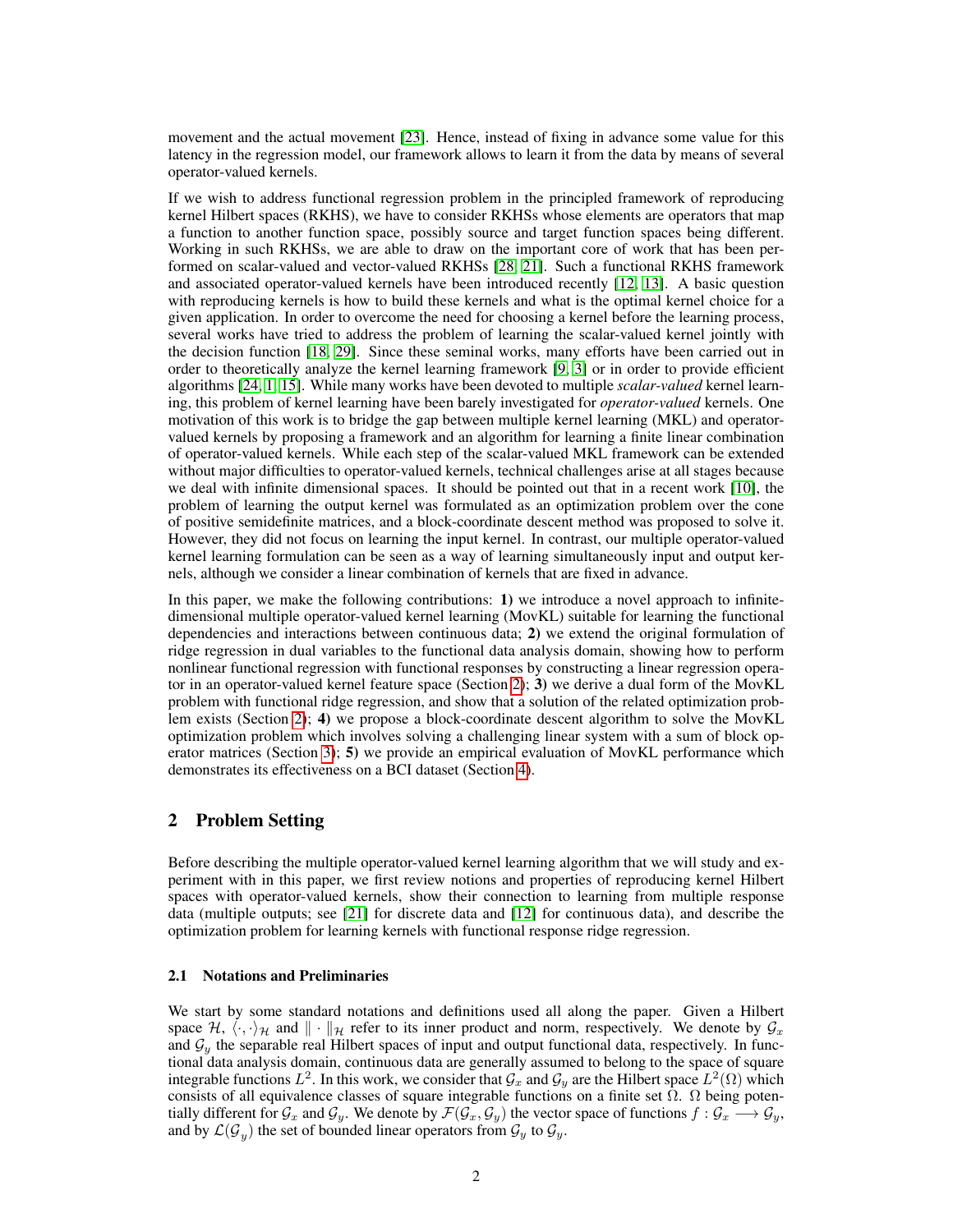movement and the actual movement [23]. Hence, instead of fixing in advance some value for this latency in the regression model, our framework allows to learn it from the data by means of several operator-valued kernels.

If we wish to address functional regression problem in the principled framework of reproducing kernel Hilbert spaces (RKHS), we have to consider RKHSs whose elements are operators that map a function to another function space, possibly source and target function spaces being different. Working in such RKHSs, we are able to draw on the important core of work that has been performed on scalar-valued and vector-valued RKHSs [28, 21]. Such a functional RKHS framework and associated operator-valued kernels have been introduced recently [12, 13]. A basic question with reproducing kernels is how to build these kernels and what is the optimal kernel choice for a given application. In order to overcome the need for choosing a kernel before the learning process, several works have tried to address the problem of learning the scalar-valued kernel jointly with the decision function [18, 29]. Since these seminal works, many efforts have been carried out in order to theoretically analyze the kernel learning framework [9, 3] or in order to provide efficient algorithms [24, 1, 15]. While many works have been devoted to multiple *scalar-valued* kernel learning, this problem of kernel learning have been barely investigated for *operator-valued* kernels. One motivation of this work is to bridge the gap between multiple kernel learning (MKL) and operator-valued kernels by proposing a framework and an algorithm for learning a finite linear combination of operator-valued kernels. While each step of the scalar-valued MKL framework can be extended without major difficulties to operator-valued kernels, technical challenges arise at all stages because we deal with infinite dimensional spaces. It should be pointed out that in a recent work [10], the problem of learning the output kernel was formulated as an optimization problem over the cone of positive semidefinite matrices, and a block-coordinate descent method was proposed to solve it. However, they did not focus on learning the input kernel. In contrast, our multiple operator-valued kernel learning formulation can be seen as a way of learning simultaneously input and output kernels, although we consider a linear combination of kernels that are fixed in advance.

In this paper, we make the following contributions: **1)** we introduce a novel approach to infinite-dimensional multiple operator-valued kernel learning (MovKL) suitable for learning the functional dependencies and interactions between continuous data; **2)** we extend the original formulation of ridge regression in dual variables to the functional data analysis domain, showing how to perform nonlinear functional regression with functional responses by constructing a linear regression operator in an operator-valued kernel feature space (Section 2); **3)** we derive a dual form of the MovKL problem with functional ridge regression, and show that a solution of the related optimization problem exists (Section 2); **4)** we propose a block-coordinate descent algorithm to solve the MovKL optimization problem which involves solving a challenging linear system with a sum of block operator matrices (Section 3); **5)** we provide an empirical evaluation of MovKL performance which demonstrates its effectiveness on a BCI dataset (Section 4).

## 2 Problem Setting

Before describing the multiple operator-valued kernel learning algorithm that we will study and experiment with in this paper, we first review notions and properties of reproducing kernel Hilbert spaces with operator-valued kernels, show their connection to learning from multiple response data (multiple outputs; see [21] for discrete data and [12] for continuous data), and describe the optimization problem for learning kernels with functional response ridge regression.

### 2.1 Notations and Preliminaries

We start by some standard notations and definitions used all along the paper. Given a Hilbert space $\mathcal{H}$, $\langle\cdot,\cdot\rangle_{\mathcal{H}}$ and $\|\cdot\|_{\mathcal{H}}$ refer to its inner product and norm, respectively. We denote by $\mathcal{G}_x$ and $\mathcal{G}_y$ the separable real Hilbert spaces of input and output functional data, respectively. In functional data analysis domain, continuous data are generally assumed to belong to the space of square integrable functions $L^2$. In this work, we consider that $\mathcal{G}_x$ and $\mathcal{G}_y$ are the Hilbert space $L^2(\Omega)$ which consists of all equivalence classes of square integrable functions on a finite set $\Omega$. $\Omega$ being potentially different for $\mathcal{G}_x$ and $\mathcal{G}_y$. We denote by $\mathcal{F}(\mathcal{G}_x, \mathcal{G}_y)$ the vector space of functions $f : \mathcal{G}_x \longrightarrow \mathcal{G}_y$, and by $\mathcal{L}(\mathcal{G}_y)$ the set of bounded linear operators from $\mathcal{G}_y$ to $\mathcal{G}_y$.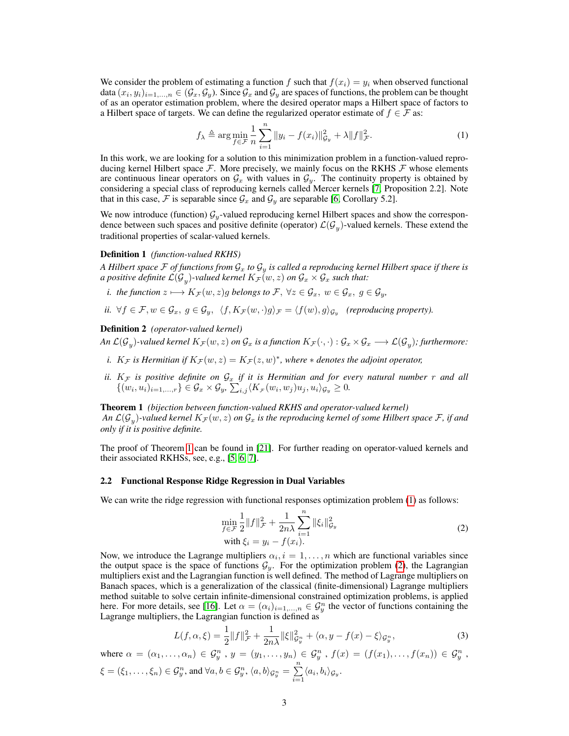We consider the problem of estimating a function $f$ such that $f(x_i) = y_i$ when observed functional data $(x_i, y_i)_{i=1,\dots,n} \in (\mathcal{G}_x, \mathcal{G}_y)$. Since $\mathcal{G}_x$ and $\mathcal{G}_y$ are spaces of functions, the problem can be thought of as an operator estimation problem, where the desired operator maps a Hilbert space of factors to a Hilbert space of targets. We can define the regularized operator estimate of $f \in \mathcal{F}$ as:

$$f_\lambda \triangleq \arg\min_{f\in\mathcal{F}} \frac{1}{n}\sum_{i=1}^{n} \|y_i - f(x_i)\|^2_{\mathcal{G}_y} + \lambda\|f\|^2_{\mathcal{F}}. \tag{1}$$

In this work, we are looking for a solution to this minimization problem in a function-valued reproducing kernel Hilbert space $\mathcal{F}$. More precisely, we mainly focus on the RKHS $\mathcal{F}$ whose elements are continuous linear operators on $\mathcal{G}_x$ with values in $\mathcal{G}_y$. The continuity property is obtained by considering a special class of reproducing kernels called Mercer kernels [7, Proposition 2.2]. Note that in this case, $\mathcal{F}$ is separable since $\mathcal{G}_x$ and $\mathcal{G}_y$ are separable [6, Corollary 5.2].

We now introduce (function) $\mathcal{G}_y$-valued reproducing kernel Hilbert spaces and show the correspondence between such spaces and positive definite (operator) $\mathcal{L}(\mathcal{G}_y)$-valued kernels. These extend the traditional properties of scalar-valued kernels.

**Definition 1** *(function-valued RKHS)*
*A Hilbert space $\mathcal{F}$ of functions from $\mathcal{G}_x$ to $\mathcal{G}_y$ is called a reproducing kernel Hilbert space if there is a positive definite $\mathcal{L}(\mathcal{G}_y)$-valued kernel $K_\mathcal{F}(w, z)$ on $\mathcal{G}_x \times \mathcal{G}_x$ such that:*

*i. the function $z \longmapsto K_\mathcal{F}(w, z)g$ belongs to $\mathcal{F}$, $\forall z \in \mathcal{G}_x,\ w \in \mathcal{G}_x,\ g \in \mathcal{G}_y$,*

*ii. $\forall f \in \mathcal{F}, w \in \mathcal{G}_x,\ g \in \mathcal{G}_y,\ \langle f, K_\mathcal{F}(w, \cdot)g\rangle_\mathcal{F} = \langle f(w), g\rangle_{\mathcal{G}_y}$ (reproducing property).*

**Definition 2** *(operator-valued kernel)*
*An $\mathcal{L}(\mathcal{G}_y)$-valued kernel $K_\mathcal{F}(w, z)$ on $\mathcal{G}_x$ is a function $K_\mathcal{F}(\cdot, \cdot) : \mathcal{G}_x \times \mathcal{G}_x \longrightarrow \mathcal{L}(\mathcal{G}_y)$; furthermore:*

*i. $K_\mathcal{F}$ is Hermitian if $K_\mathcal{F}(w, z) = K_\mathcal{F}(z, w)^*$, where $*$ denotes the adjoint operator,*

*ii. $K_\mathcal{F}$ is positive definite on $\mathcal{G}_x$ if it is Hermitian and for every natural number $r$ and all $\{(w_i, u_i)_{i=1,\dots,r}\} \in \mathcal{G}_x \times \mathcal{G}_y$, $\sum_{i,j}\langle K_\mathcal{F}(w_i, w_j)u_j, u_i\rangle_{\mathcal{G}_y} \geq 0$.*

**Theorem 1** *(bijection between function-valued RKHS and operator-valued kernel)*
*An $\mathcal{L}(\mathcal{G}_y)$-valued kernel $K_\mathcal{F}(w, z)$ on $\mathcal{G}_x$ is the reproducing kernel of some Hilbert space $\mathcal{F}$, if and only if it is positive definite.*

The proof of Theorem 1 can be found in [21]. For further reading on operator-valued kernels and their associated RKHSs, see, e.g., [5, 6, 7].

### 2.2 Functional Response Ridge Regression in Dual Variables

We can write the ridge regression with functional responses optimization problem (1) as follows:

$$\begin{aligned} &\min_{f\in\mathcal{F}} \frac{1}{2}\|f\|^2_\mathcal{F} + \frac{1}{2n\lambda}\sum_{i=1}^{n}\|\xi_i\|^2_{\mathcal{G}_y} \\ &\text{with } \xi_i = y_i - f(x_i). \end{aligned} \tag{2}$$

Now, we introduce the Lagrange multipliers $\alpha_i, i = 1, \dots, n$ which are functional variables since the output space is the space of functions $\mathcal{G}_y$. For the optimization problem (2), the Lagrangian multipliers exist and the Lagrangian function is well defined. The method of Lagrange multipliers on Banach spaces, which is a generalization of the classical (finite-dimensional) Lagrange multipliers method suitable to solve certain infinite-dimensional constrained optimization problems, is applied here. For more details, see [16]. Let $\alpha = (\alpha_i)_{i=1,\dots,n} \in \mathcal{G}_y^n$ the vector of functions containing the Lagrange multipliers, the Lagrangian function is defined as

$$L(f, \alpha, \xi) = \frac{1}{2}\|f\|^2_\mathcal{F} + \frac{1}{2n\lambda}\|\xi\|^2_{\mathcal{G}_y^n} + \langle \alpha, y - f(x) - \xi\rangle_{\mathcal{G}_y^n}, \tag{3}$$

where $\alpha = (\alpha_1, \dots, \alpha_n) \in \mathcal{G}_y^n$, $y = (y_1, \dots, y_n) \in \mathcal{G}_y^n$, $f(x) = (f(x_1), \dots, f(x_n)) \in \mathcal{G}_y^n$, $\xi = (\xi_1, \dots, \xi_n) \in \mathcal{G}_y^n$, and $\forall a, b \in \mathcal{G}_y^n$, $\langle a, b\rangle_{\mathcal{G}_y^n} = \sum_{i=1}^{n}\langle a_i, b_i\rangle_{\mathcal{G}_y}$.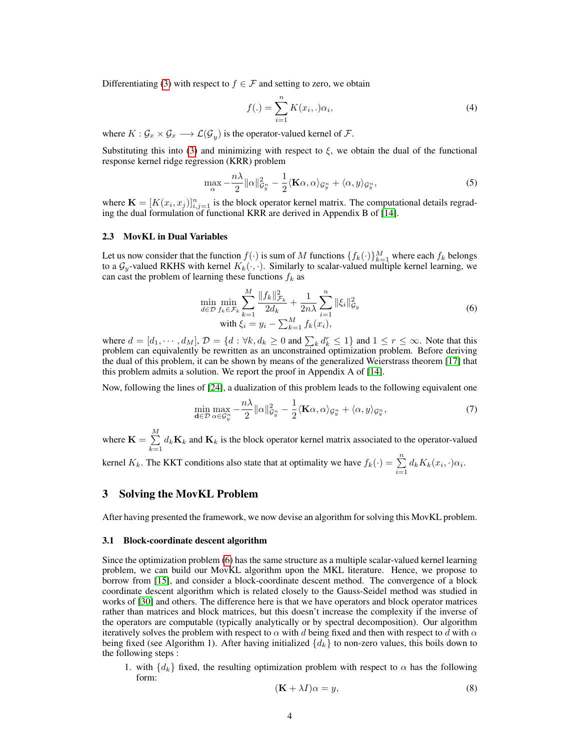Differentiating (3) with respect to $f \in \mathcal{F}$ and setting to zero, we obtain

$$f(.) = \sum_{i=1}^{n} K(x_i, .)\alpha_i, \tag{4}$$

where $K : \mathcal{G}_x \times \mathcal{G}_x \longrightarrow \mathcal{L}(\mathcal{G}_y)$ is the operator-valued kernel of $\mathcal{F}$.

Substituting this into (3) and minimizing with respect to $\xi$, we obtain the dual of the functional response kernel ridge regression (KRR) problem

$$\max_{\alpha} -\frac{n\lambda}{2}\|\alpha\|^2_{\mathcal{G}_y^n} - \frac{1}{2}\langle \mathbf{K}\alpha, \alpha\rangle_{\mathcal{G}_y^n} + \langle \alpha, y\rangle_{\mathcal{G}_y^n}, \tag{5}$$

where $\mathbf{K} = [K(x_i, x_j)]_{i,j=1}^n$ is the block operator kernel matrix. The computational details regrading the dual formulation of functional KRR are derived in Appendix B of [14].

### 2.3 MovKL in Dual Variables

Let us now consider that the function $f(\cdot)$ is sum of $M$ functions $\{f_k(\cdot)\}_{k=1}^M$ where each $f_k$ belongs to a $\mathcal{G}_y$-valued RKHS with kernel $K_k(\cdot, \cdot)$. Similarly to scalar-valued multiple kernel learning, we can cast the problem of learning these functions $f_k$ as

$$\begin{gathered} \min_{d \in \mathcal{D}} \min_{f_k \in \mathcal{F}_k} \sum_{k=1}^{M} \frac{\|f_k\|^2_{\mathcal{F}_k}}{2d_k} + \frac{1}{2n\lambda}\sum_{i=1}^{n} \|\xi_i\|^2_{\mathcal{G}_y} \\ \text{with } \xi_i = y_i - \textstyle\sum_{k=1}^{M} f_k(x_i), \end{gathered} \tag{6}$$

where $d = [d_1, \cdots, d_M]$, $\mathcal{D} = \{d : \forall k, d_k \geq 0 \text{ and } \sum_k d_k^r \leq 1\}$ and $1 \leq r \leq \infty$. Note that this problem can equivalently be rewritten as an unconstrained optimization problem. Before deriving the dual of this problem, it can be shown by means of the generalized Weierstrass theorem [17] that this problem admits a solution. We report the proof in Appendix A of [14].

Now, following the lines of [24], a dualization of this problem leads to the following equivalent one

$$\min_{\mathbf{d} \in \mathcal{D}} \max_{\alpha \in \mathcal{G}_y^n} -\frac{n\lambda}{2}\|\alpha\|^2_{\mathcal{G}_y^n} - \frac{1}{2}\langle \mathbf{K}\alpha, \alpha\rangle_{\mathcal{G}_y^n} + \langle \alpha, y\rangle_{\mathcal{G}_y^n}, \tag{7}$$

where $\mathbf{K} = \sum_{k=1}^{M} d_k \mathbf{K}_k$ and $\mathbf{K}_k$ is the block operator kernel matrix associated to the operator-valued kernel $K_k$. The KKT conditions also state that at optimality we have $f_k(\cdot) = \sum_{i=1}^{n} d_k K_k(x_i, \cdot)\alpha_i$.

## 3 Solving the MovKL Problem

After having presented the framework, we now devise an algorithm for solving this MovKL problem.

### 3.1 Block-coordinate descent algorithm

Since the optimization problem (6) has the same structure as a multiple scalar-valued kernel learning problem, we can build our MovKL algorithm upon the MKL literature. Hence, we propose to borrow from [15], and consider a block-coordinate descent method. The convergence of a block coordinate descent algorithm which is related closely to the Gauss-Seidel method was studied in works of [30] and others. The difference here is that we have operators and block operator matrices rather than matrices and block matrices, but this doesn't increase the complexity if the inverse of the operators are computable (typically analytically or by spectral decomposition). Our algorithm iteratively solves the problem with respect to $\alpha$ with $d$ being fixed and then with respect to $d$ with $\alpha$ being fixed (see Algorithm 1). After having initialized $\{d_k\}$ to non-zero values, this boils down to the following steps :

1. with $\{d_k\}$ fixed, the resulting optimization problem with respect to $\alpha$ has the following form:

$$(\mathbf{K} + \lambda I)\alpha = y, \tag{8}$$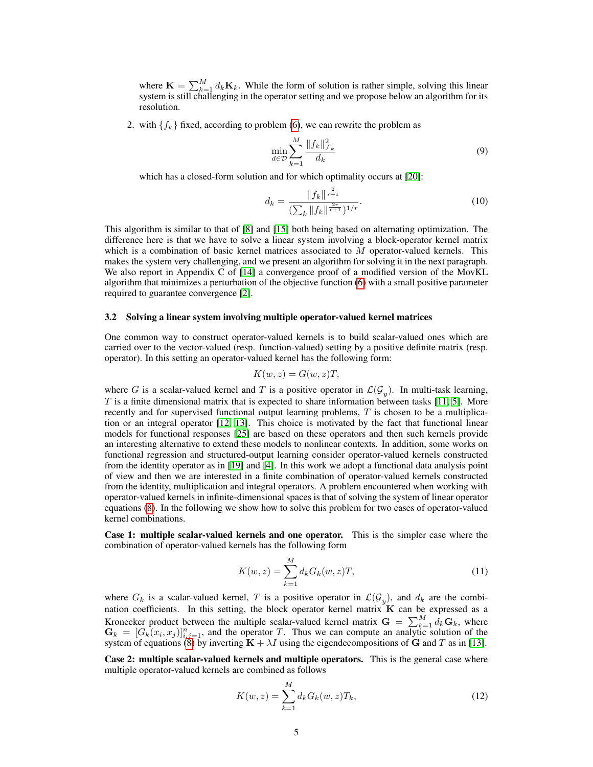where $\mathbf{K} = \sum_{k=1}^{M} d_k \mathbf{K}_k$. While the form of solution is rather simple, solving this linear system is still challenging in the operator setting and we propose below an algorithm for its resolution.

2. with $\{f_k\}$ fixed, according to problem (6), we can rewrite the problem as

$$\min_{d \in \mathcal{D}} \sum_{k=1}^{M} \frac{\|f_k\|^2_{\mathcal{F}_k}}{d_k} \tag{9}$$

which has a closed-form solution and for which optimality occurs at [20]:

$$d_k = \frac{\|f_k\|^{\frac{2}{r+1}}}{(\sum_k \|f_k\|^{\frac{2r}{r+1}})^{1/r}}. \tag{10}$$

This algorithm is similar to that of [8] and [15] both being based on alternating optimization. The difference here is that we have to solve a linear system involving a block-operator kernel matrix which is a combination of basic kernel matrices associated to $M$ operator-valued kernels. This makes the system very challenging, and we present an algorithm for solving it in the next paragraph. We also report in Appendix C of [14] a convergence proof of a modified version of the MovKL algorithm that minimizes a perturbation of the objective function (6) with a small positive parameter required to guarantee convergence [2].

### 3.2 Solving a linear system involving multiple operator-valued kernel matrices

One common way to construct operator-valued kernels is to build scalar-valued ones which are carried over to the vector-valued (resp. function-valued) setting by a positive definite matrix (resp. operator). In this setting an operator-valued kernel has the following form:

$$K(w, z) = G(w, z)T,$$

where $G$ is a scalar-valued kernel and $T$ is a positive operator in $\mathcal{L}(\mathcal{G}_y)$. In multi-task learning, $T$ is a finite dimensional matrix that is expected to share information between tasks [11, 5]. More recently and for supervised functional output learning problems, $T$ is chosen to be a multiplication or an integral operator [12, 13]. This choice is motivated by the fact that functional linear models for functional responses [25] are based on these operators and then such kernels provide an interesting alternative to extend these models to nonlinear contexts. In addition, some works on functional regression and structured-output learning consider operator-valued kernels constructed from the identity operator as in [19] and [4]. In this work we adopt a functional data analysis point of view and then we are interested in a finite combination of operator-valued kernels constructed from the identity, multiplication and integral operators. A problem encountered when working with operator-valued kernels in infinite-dimensional spaces is that of solving the system of linear operator equations (8). In the following we show how to solve this problem for two cases of operator-valued kernel combinations.

**Case 1: multiple scalar-valued kernels and one operator.** This is the simpler case where the combination of operator-valued kernels has the following form

$$K(w, z) = \sum_{k=1}^{M} d_k G_k(w, z)T, \tag{11}$$

where $G_k$ is a scalar-valued kernel, $T$ is a positive operator in $\mathcal{L}(\mathcal{G}_y)$, and $d_k$ are the combination coefficients. In this setting, the block operator kernel matrix $\mathbf{K}$ can be expressed as a Kronecker product between the multiple scalar-valued kernel matrix $\mathbf{G} = \sum_{k=1}^{M} d_k \mathbf{G}_k$, where $\mathbf{G}_k = [G_k(x_i, x_j)]_{i,j=1}^{n}$, and the operator $T$. Thus we can compute an analytic solution of the system of equations (8) by inverting $\mathbf{K} + \lambda I$ using the eigendecompositions of $\mathbf{G}$ and $T$ as in [13].

**Case 2: multiple scalar-valued kernels and multiple operators.** This is the general case where multiple operator-valued kernels are combined as follows

$$K(w, z) = \sum_{k=1}^{M} d_k G_k(w, z)T_k, \tag{12}$$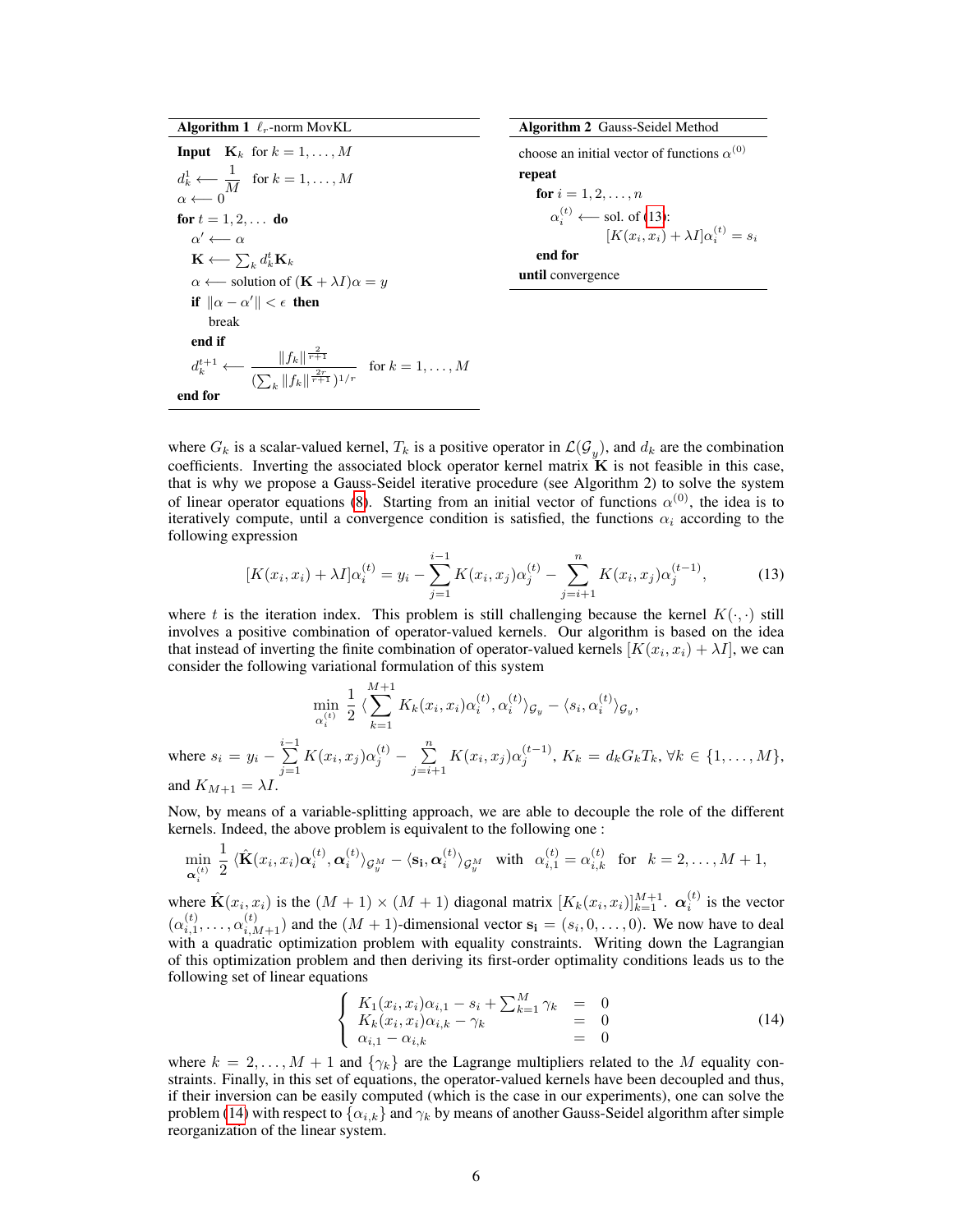**Algorithm 1** $\ell_r$-norm MovKL

```
Input  K_k  for k = 1, ..., M
d_k^1 ⟵ 1/M  for k = 1, ..., M
α ⟵ 0
for t = 1, 2, ... do
    α' ⟵ α
    K ⟵ Σ_k d_k^t K_k
    α ⟵ solution of (K + λI)α = y
    if ‖α − α'‖ < ε then
        break
    end if
    d_k^{t+1} ⟵ ‖f_k‖^{2/(r+1)} / (Σ_k ‖f_k‖^{2r/(r+1)})^{1/r}  for k = 1, ..., M
end for
```

**Algorithm 2** Gauss-Seidel Method

```
choose an initial vector of functions α^(0)
repeat
    for i = 1, 2, ..., n
        α_i^(t) ⟵ sol. of (13):
            [K(x_i, x_i) + λI] α_i^(t) = s_i
    end for
until convergence
```

where $G_k$ is a scalar-valued kernel, $T_k$ is a positive operator in $\mathcal{L}(\mathcal{G}_y)$, and $d_k$ are the combination coefficients. Inverting the associated block operator kernel matrix $\mathbf{K}$ is not feasible in this case, that is why we propose a Gauss-Seidel iterative procedure (see Algorithm 2) to solve the system of linear operator equations (8). Starting from an initial vector of functions $\alpha^{(0)}$, the idea is to iteratively compute, until a convergence condition is satisfied, the functions $\alpha_i$ according to the following expression

$$[K(x_i, x_i) + \lambda I]\alpha_i^{(t)} = y_i - \sum_{j=1}^{i-1} K(x_i, x_j)\alpha_j^{(t)} - \sum_{j=i+1}^{n} K(x_i, x_j)\alpha_j^{(t-1)}, \tag{13}$$

where $t$ is the iteration index. This problem is still challenging because the kernel $K(\cdot, \cdot)$ still involves a positive combination of operator-valued kernels. Our algorithm is based on the idea that instead of inverting the finite combination of operator-valued kernels $[K(x_i, x_i) + \lambda I]$, we can consider the following variational formulation of this system

$$\min_{\alpha_i^{(t)}} \ \frac{1}{2} \langle \sum_{k=1}^{M+1} K_k(x_i, x_i)\alpha_i^{(t)}, \alpha_i^{(t)} \rangle_{\mathcal{G}_y} - \langle s_i, \alpha_i^{(t)} \rangle_{\mathcal{G}_y},$$

where $s_i = y_i - \sum_{j=1}^{i-1} K(x_i, x_j)\alpha_j^{(t)} - \sum_{j=i+1}^{n} K(x_i, x_j)\alpha_j^{(t-1)}$, $K_k = d_k G_k T_k, \forall k \in \{1, \ldots, M\}$, and $K_{M+1} = \lambda I$.

Now, by means of a variable-splitting approach, we are able to decouple the role of the different kernels. Indeed, the above problem is equivalent to the following one :

$$\min_{\boldsymbol{\alpha}_i^{(t)}} \ \frac{1}{2} \langle \hat{\mathbf{K}}(x_i, x_i)\boldsymbol{\alpha}_i^{(t)}, \boldsymbol{\alpha}_i^{(t)} \rangle_{\mathcal{G}_y^M} - \langle \mathbf{s_i}, \boldsymbol{\alpha}_i^{(t)} \rangle_{\mathcal{G}_y^M} \quad \text{with} \quad \alpha_{i,1}^{(t)} = \alpha_{i,k}^{(t)} \quad \text{for} \quad k = 2, \ldots, M+1,$$

where $\hat{\mathbf{K}}(x_i, x_i)$ is the $(M+1) \times (M+1)$ diagonal matrix $[K_k(x_i, x_i)]_{k=1}^{M+1}$. $\boldsymbol{\alpha}_i^{(t)}$ is the vector $(\alpha_{i,1}^{(t)}, \ldots, \alpha_{i,M+1}^{(t)})$ and the $(M+1)$-dimensional vector $\mathbf{s_i} = (s_i, 0, \ldots, 0)$. We now have to deal with a quadratic optimization problem with equality constraints. Writing down the Lagrangian of this optimization problem and then deriving its first-order optimality conditions leads us to the following set of linear equations

$$\begin{cases} K_1(x_i, x_i)\alpha_{i,1} - s_i + \sum_{k=1}^{M} \gamma_k & = \ 0 \\ K_k(x_i, x_i)\alpha_{i,k} - \gamma_k & = \ 0 \\ \alpha_{i,1} - \alpha_{i,k} & = \ 0 \end{cases} \tag{14}$$

where $k = 2, \ldots, M+1$ and $\{\gamma_k\}$ are the Lagrange multipliers related to the $M$ equality constraints. Finally, in this set of equations, the operator-valued kernels have been decoupled and thus, if their inversion can be easily computed (which is the case in our experiments), one can solve the problem (14) with respect to $\{\alpha_{i,k}\}$ and $\gamma_k$ by means of another Gauss-Seidel algorithm after simple reorganization of the linear system.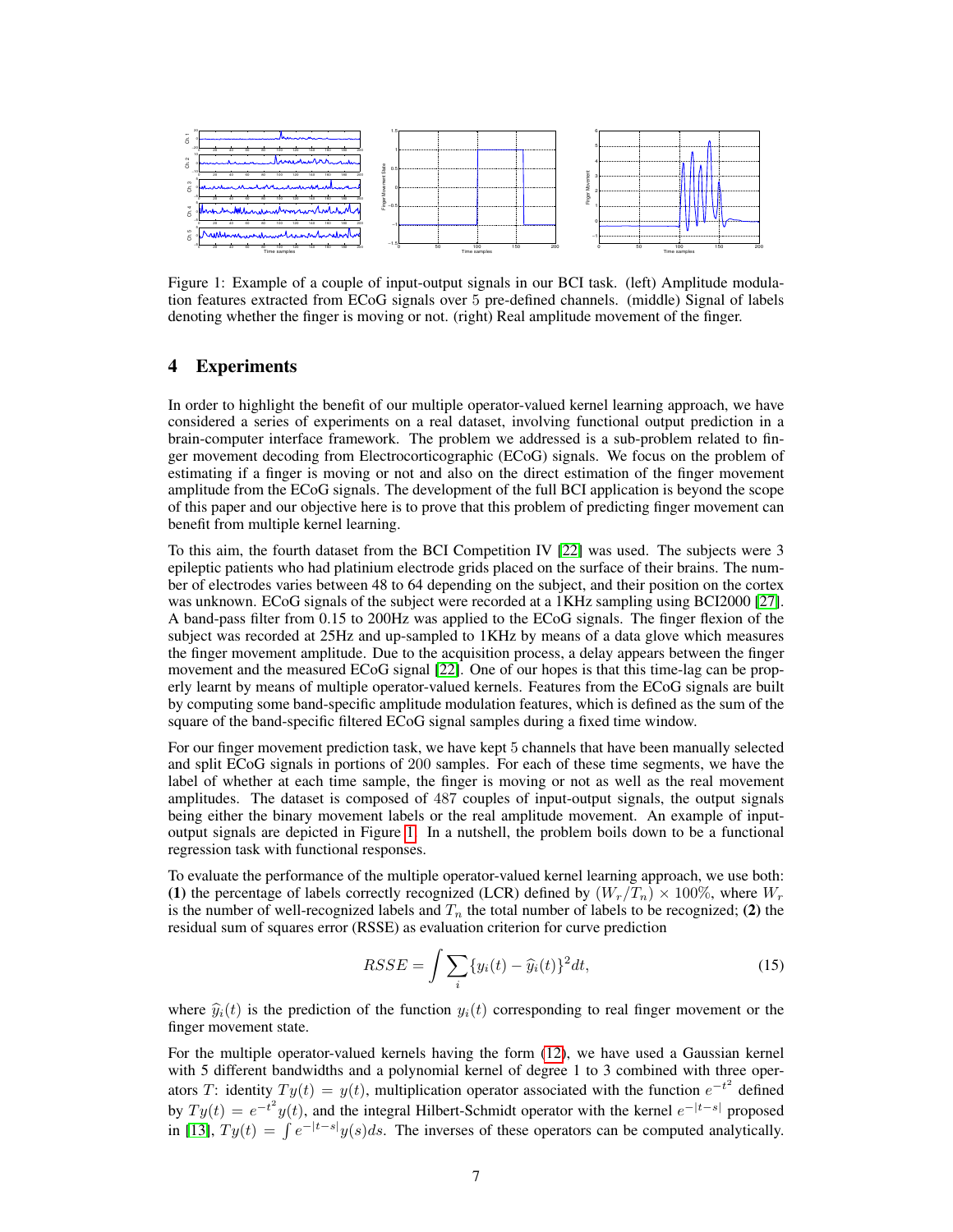Figure 1: Example of a couple of input-output signals in our BCI task. (left) Amplitude modulation features extracted from ECoG signals over 5 pre-defined channels. (middle) Signal of labels denoting whether the finger is moving or not. (right) Real amplitude movement of the finger.

## 4 Experiments

In order to highlight the benefit of our multiple operator-valued kernel learning approach, we have considered a series of experiments on a real dataset, involving functional output prediction in a brain-computer interface framework. The problem we addressed is a sub-problem related to finger movement decoding from Electrocorticographic (ECoG) signals. We focus on the problem of estimating if a finger is moving or not and also on the direct estimation of the finger movement amplitude from the ECoG signals. The development of the full BCI application is beyond the scope of this paper and our objective here is to prove that this problem of predicting finger movement can benefit from multiple kernel learning.

To this aim, the fourth dataset from the BCI Competition IV [22] was used. The subjects were 3 epileptic patients who had platinium electrode grids placed on the surface of their brains. The number of electrodes varies between 48 to 64 depending on the subject, and their position on the cortex was unknown. ECoG signals of the subject were recorded at a 1KHz sampling using BCI2000 [27]. A band-pass filter from 0.15 to 200Hz was applied to the ECoG signals. The finger flexion of the subject was recorded at 25Hz and up-sampled to 1KHz by means of a data glove which measures the finger movement amplitude. Due to the acquisition process, a delay appears between the finger movement and the measured ECoG signal [22]. One of our hopes is that this time-lag can be properly learnt by means of multiple operator-valued kernels. Features from the ECoG signals are built by computing some band-specific amplitude modulation features, which is defined as the sum of the square of the band-specific filtered ECoG signal samples during a fixed time window.

For our finger movement prediction task, we have kept 5 channels that have been manually selected and split ECoG signals in portions of 200 samples. For each of these time segments, we have the label of whether at each time sample, the finger is moving or not as well as the real movement amplitudes. The dataset is composed of 487 couples of input-output signals, the output signals being either the binary movement labels or the real amplitude movement. An example of input-output signals are depicted in Figure 1. In a nutshell, the problem boils down to be a functional regression task with functional responses.

To evaluate the performance of the multiple operator-valued kernel learning approach, we use both: **(1)** the percentage of labels correctly recognized (LCR) defined by $(W_r/T_n) \times 100\%$, where $W_r$ is the number of well-recognized labels and $T_n$ the total number of labels to be recognized; **(2)** the residual sum of squares error (RSSE) as evaluation criterion for curve prediction

$$RSSE = \int \sum_i \{y_i(t) - \widehat{y}_i(t)\}^2 dt, \tag{15}$$

where $\widehat{y}_i(t)$ is the prediction of the function $y_i(t)$ corresponding to real finger movement or the finger movement state.

For the multiple operator-valued kernels having the form (12), we have used a Gaussian kernel with 5 different bandwidths and a polynomial kernel of degree 1 to 3 combined with three operators $T$: identity $Ty(t) = y(t)$, multiplication operator associated with the function $e^{-t^2}$ defined by $Ty(t) = e^{-t^2}y(t)$, and the integral Hilbert-Schmidt operator with the kernel $e^{-|t-s|}$ proposed in [13], $Ty(t) = \int e^{-|t-s|}y(s)ds$. The inverses of these operators can be computed analytically.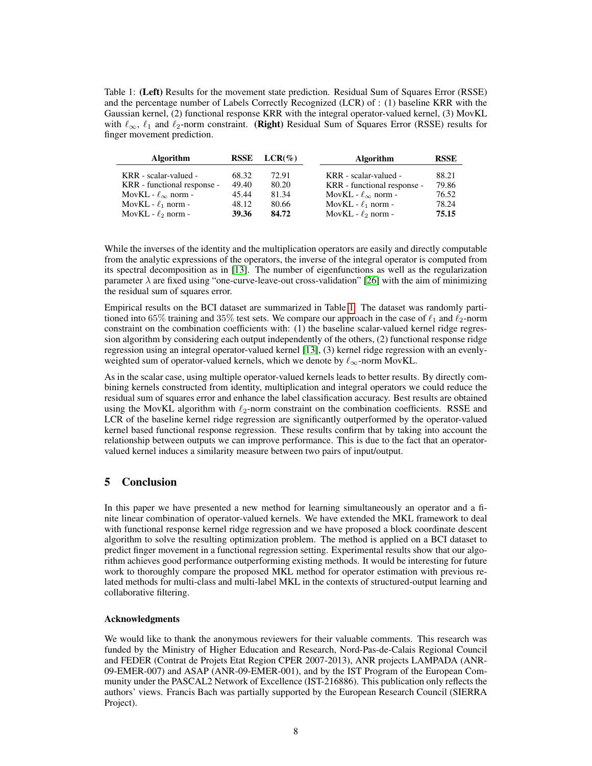Table 1: **(Left)** Results for the movement state prediction. Residual Sum of Squares Error (RSSE) and the percentage number of Labels Correctly Recognized (LCR) of : (1) baseline KRR with the Gaussian kernel, (2) functional response KRR with the integral operator-valued kernel, (3) MovKL with $\ell_\infty$, $\ell_1$ and $\ell_2$-norm constraint. **(Right)** Residual Sum of Squares Error (RSSE) results for finger movement prediction.

| Algorithm | RSSE | LCR(%) |
|---|---|---|
| KRR - scalar-valued - | 68.32 | 72.91 |
| KRR - functional response - | 49.40 | 80.20 |
| MovKL - $\ell_\infty$ norm - | 45.44 | 81.34 |
| MovKL - $\ell_1$ norm - | 48.12 | 80.66 |
| MovKL - $\ell_2$ norm - | **39.36** | **84.72** |

| Algorithm | RSSE |
|---|---|
| KRR - scalar-valued - | 88.21 |
| KRR - functional response - | 79.86 |
| MovKL - $\ell_\infty$ norm - | 76.52 |
| MovKL - $\ell_1$ norm - | 78.24 |
| MovKL - $\ell_2$ norm - | **75.15** |

While the inverses of the identity and the multiplication operators are easily and directly computable from the analytic expressions of the operators, the inverse of the integral operator is computed from its spectral decomposition as in [13]. The number of eigenfunctions as well as the regularization parameter $\lambda$ are fixed using "one-curve-leave-out cross-validation" [26] with the aim of minimizing the residual sum of squares error.

Empirical results on the BCI dataset are summarized in Table 1. The dataset was randomly partitioned into 65% training and 35% test sets. We compare our approach in the case of $\ell_1$ and $\ell_2$-norm constraint on the combination coefficients with: (1) the baseline scalar-valued kernel ridge regression algorithm by considering each output independently of the others, (2) functional response ridge regression using an integral operator-valued kernel [13], (3) kernel ridge regression with an evenly-weighted sum of operator-valued kernels, which we denote by $\ell_\infty$-norm MovKL.

As in the scalar case, using multiple operator-valued kernels leads to better results. By directly combining kernels constructed from identity, multiplication and integral operators we could reduce the residual sum of squares error and enhance the label classification accuracy. Best results are obtained using the MovKL algorithm with $\ell_2$-norm constraint on the combination coefficients. RSSE and LCR of the baseline kernel ridge regression are significantly outperformed by the operator-valued kernel based functional response regression. These results confirm that by taking into account the relationship between outputs we can improve performance. This is due to the fact that an operator-valued kernel induces a similarity measure between two pairs of input/output.

## 5 Conclusion

In this paper we have presented a new method for learning simultaneously an operator and a finite linear combination of operator-valued kernels. We have extended the MKL framework to deal with functional response kernel ridge regression and we have proposed a block coordinate descent algorithm to solve the resulting optimization problem. The method is applied on a BCI dataset to predict finger movement in a functional regression setting. Experimental results show that our algorithm achieves good performance outperforming existing methods. It would be interesting for future work to thoroughly compare the proposed MKL method for operator estimation with previous related methods for multi-class and multi-label MKL in the contexts of structured-output learning and collaborative filtering.

### Acknowledgments

We would like to thank the anonymous reviewers for their valuable comments. This research was funded by the Ministry of Higher Education and Research, Nord-Pas-de-Calais Regional Council and FEDER (Contrat de Projets Etat Region CPER 2007-2013), ANR projects LAMPADA (ANR-09-EMER-007) and ASAP (ANR-09-EMER-001), and by the IST Program of the European Community under the PASCAL2 Network of Excellence (IST-216886). This publication only reflects the authors' views. Francis Bach was partially supported by the European Research Council (SIERRA Project).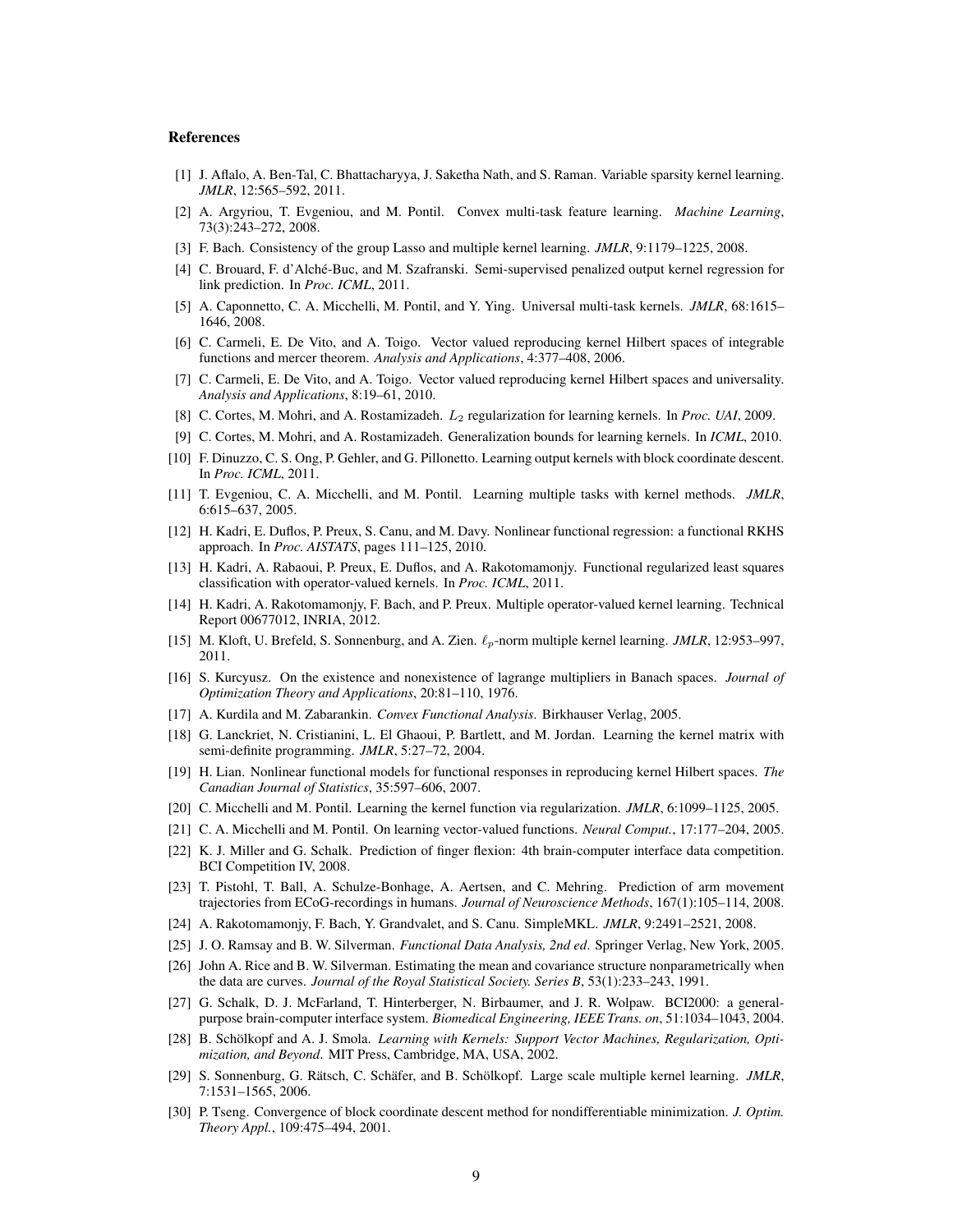## References

[1] J. Aflalo, A. Ben-Tal, C. Bhattacharyya, J. Saketha Nath, and S. Raman. Variable sparsity kernel learning. *JMLR*, 12:565–592, 2011.

[2] A. Argyriou, T. Evgeniou, and M. Pontil. Convex multi-task feature learning. *Machine Learning*, 73(3):243–272, 2008.

[3] F. Bach. Consistency of the group Lasso and multiple kernel learning. *JMLR*, 9:1179–1225, 2008.

[4] C. Brouard, F. d'Alché-Buc, and M. Szafranski. Semi-supervised penalized output kernel regression for link prediction. In *Proc. ICML*, 2011.

[5] A. Caponnetto, C. A. Micchelli, M. Pontil, and Y. Ying. Universal multi-task kernels. *JMLR*, 68:1615–1646, 2008.

[6] C. Carmeli, E. De Vito, and A. Toigo. Vector valued reproducing kernel Hilbert spaces of integrable functions and mercer theorem. *Analysis and Applications*, 4:377–408, 2006.

[7] C. Carmeli, E. De Vito, and A. Toigo. Vector valued reproducing kernel Hilbert spaces and universality. *Analysis and Applications*, 8:19–61, 2010.

[8] C. Cortes, M. Mohri, and A. Rostamizadeh. $L_2$ regularization for learning kernels. In *Proc. UAI*, 2009.

[9] C. Cortes, M. Mohri, and A. Rostamizadeh. Generalization bounds for learning kernels. In *ICML*, 2010.

[10] F. Dinuzzo, C. S. Ong, P. Gehler, and G. Pillonetto. Learning output kernels with block coordinate descent. In *Proc. ICML*, 2011.

[11] T. Evgeniou, C. A. Micchelli, and M. Pontil. Learning multiple tasks with kernel methods. *JMLR*, 6:615–637, 2005.

[12] H. Kadri, E. Duflos, P. Preux, S. Canu, and M. Davy. Nonlinear functional regression: a functional RKHS approach. In *Proc. AISTATS*, pages 111–125, 2010.

[13] H. Kadri, A. Rabaoui, P. Preux, E. Duflos, and A. Rakotomamonjy. Functional regularized least squares classification with operator-valued kernels. In *Proc. ICML*, 2011.

[14] H. Kadri, A. Rakotomamonjy, F. Bach, and P. Preux. Multiple operator-valued kernel learning. Technical Report 00677012, INRIA, 2012.

[15] M. Kloft, U. Brefeld, S. Sonnenburg, and A. Zien. $\ell_p$-norm multiple kernel learning. *JMLR*, 12:953–997, 2011.

[16] S. Kurcyusz. On the existence and nonexistence of lagrange multipliers in Banach spaces. *Journal of Optimization Theory and Applications*, 20:81–110, 1976.

[17] A. Kurdila and M. Zabarankin. *Convex Functional Analysis*. Birkhauser Verlag, 2005.

[18] G. Lanckriet, N. Cristianini, L. El Ghaoui, P. Bartlett, and M. Jordan. Learning the kernel matrix with semi-definite programming. *JMLR*, 5:27–72, 2004.

[19] H. Lian. Nonlinear functional models for functional responses in reproducing kernel Hilbert spaces. *The Canadian Journal of Statistics*, 35:597–606, 2007.

[20] C. Micchelli and M. Pontil. Learning the kernel function via regularization. *JMLR*, 6:1099–1125, 2005.

[21] C. A. Micchelli and M. Pontil. On learning vector-valued functions. *Neural Comput.*, 17:177–204, 2005.

[22] K. J. Miller and G. Schalk. Prediction of finger flexion: 4th brain-computer interface data competition. BCI Competition IV, 2008.

[23] T. Pistohl, T. Ball, A. Schulze-Bonhage, A. Aertsen, and C. Mehring. Prediction of arm movement trajectories from ECoG-recordings in humans. *Journal of Neuroscience Methods*, 167(1):105–114, 2008.

[24] A. Rakotomamonjy, F. Bach, Y. Grandvalet, and S. Canu. SimpleMKL. *JMLR*, 9:2491–2521, 2008.

[25] J. O. Ramsay and B. W. Silverman. *Functional Data Analysis, 2nd ed*. Springer Verlag, New York, 2005.

[26] John A. Rice and B. W. Silverman. Estimating the mean and covariance structure nonparametrically when the data are curves. *Journal of the Royal Statistical Society. Series B*, 53(1):233–243, 1991.

[27] G. Schalk, D. J. McFarland, T. Hinterberger, N. Birbaumer, and J. R. Wolpaw. BCI2000: a general-purpose brain-computer interface system. *Biomedical Engineering, IEEE Trans. on*, 51:1034–1043, 2004.

[28] B. Schölkopf and A. J. Smola. *Learning with Kernels: Support Vector Machines, Regularization, Optimization, and Beyond*. MIT Press, Cambridge, MA, USA, 2002.

[29] S. Sonnenburg, G. Rätsch, C. Schäfer, and B. Schölkopf. Large scale multiple kernel learning. *JMLR*, 7:1531–1565, 2006.

[30] P. Tseng. Convergence of block coordinate descent method for nondifferentiable minimization. *J. Optim. Theory Appl.*, 109:475–494, 2001.